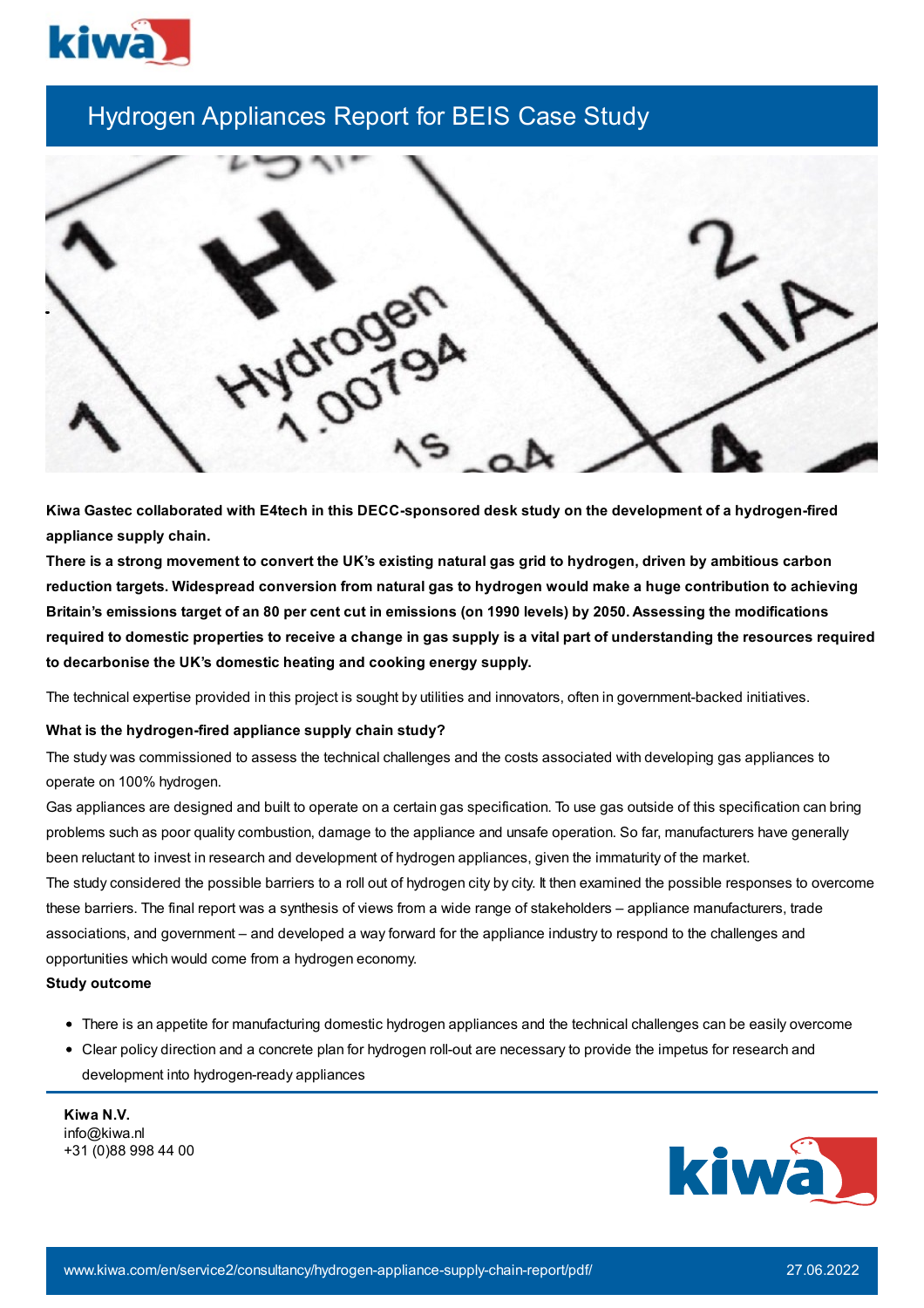# Hydrogen Appliances Report for BEIS Case Study

**Kiwa Gastec collaborated with E4tech in this DECC-sponsored desk study on the development of a hydrogen-fired appliance supply chain.**

**There is a strong movement to convert the UK's existing natural gas grid to hydrogen, driven by ambitious carbon reduction targets. Widespread conversion from natural gas to hydrogen would make a huge contribution to achieving Britain's emissions target of an 80 per cent cut in emissions (on 1990 levels) by 2050. Assessing the modifications required to domestic properties to receive a change in gas supply is a vital part of understanding the resources required to decarbonise the UK's domestic heating and cooking energy supply.**

The technical expertise provided in this project is sought by utilities and innovators, often in government-backed initiatives.

**What is the hydrogen-fired appliance supply chain study?**

The study was commissioned to assess the technical challenges and the costs associated with developing gas appliances to operate on 100% hydrogen.

Gas appliances are designed and built to operate on a certain gas specification. To use gas outside of this specification can bring problems such as poor quality combustion, damage to the appliance and unsafe operation. So far, manufacturers have generally been reluctant to invest in research and development of hydrogen appliances, given the immaturity of the market.

The study considered the possible barriers to a roll out of hydrogen city by city. It then examined the possible responses to overcome these barriers. The final report was a synthesis of views from a wide range of stakeholders – appliance manufacturers, trade associations, and government – and developed a way forward for the appliance industry to respond to the challenges and opportunities which would come from a hydrogen economy.

**Study outcome**

- There is an appetite for manufacturing domestic hydrogen appliances and the technical challenges can be easily overcome
- Clear policy direction and a concrete plan for hydrogen roll-out are necessary to provide the impetus for research and development into hydrogen-ready appliances

**Kiwa N.V.**
info@kiwa.nl
+31 (0)88 998 44 00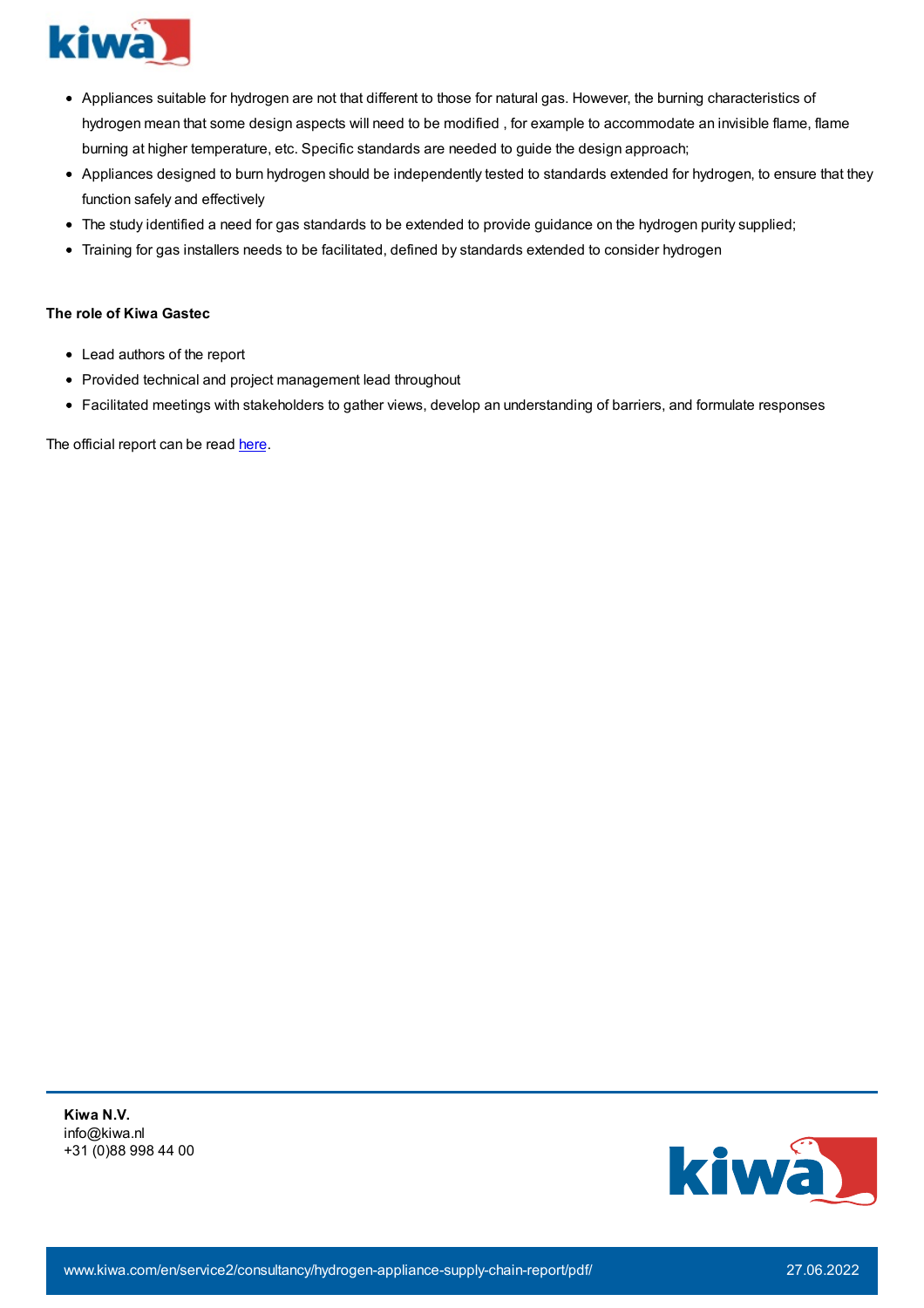- Appliances suitable for hydrogen are not that different to those for natural gas. However, the burning characteristics of hydrogen mean that some design aspects will need to be modified , for example to accommodate an invisible flame, flame burning at higher temperature, etc. Specific standards are needed to guide the design approach;
- Appliances designed to burn hydrogen should be independently tested to standards extended for hydrogen, to ensure that they function safely and effectively
- The study identified a need for gas standards to be extended to provide guidance on the hydrogen purity supplied;
- Training for gas installers needs to be facilitated, defined by standards extended to consider hydrogen

**The role of Kiwa Gastec**

- Lead authors of the report
- Provided technical and project management lead throughout
- Facilitated meetings with stakeholders to gather views, develop an understanding of barriers, and formulate responses

The official report can be read here.

**Kiwa N.V.**
info@kiwa.nl
+31 (0)88 998 44 00